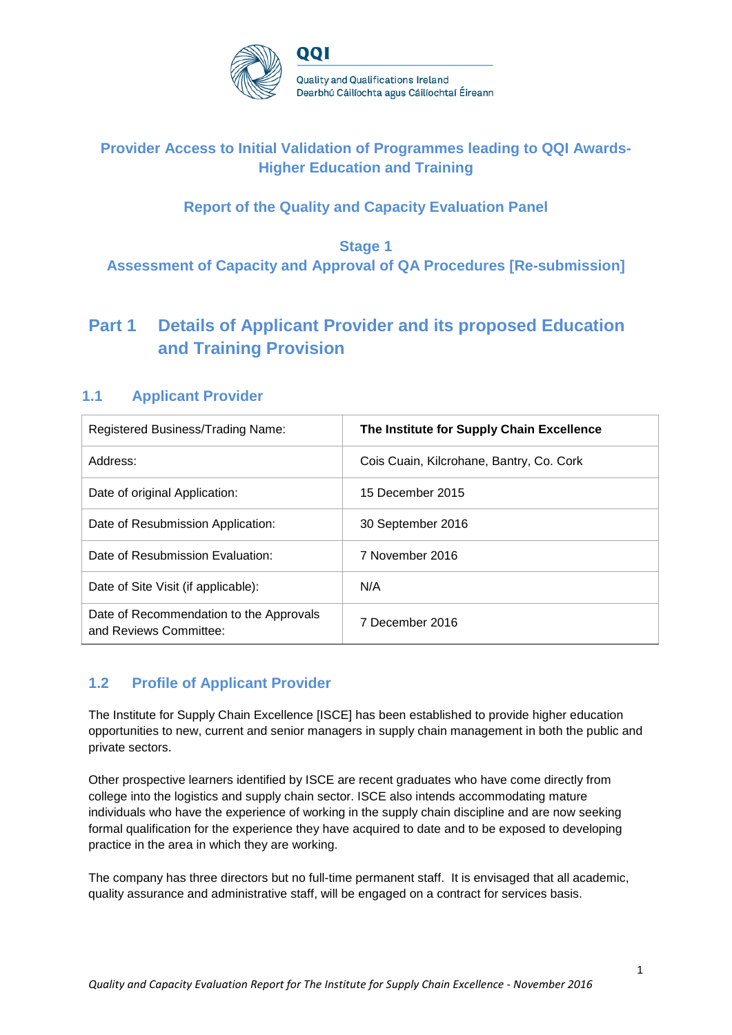QQI

Quality and Qualifications Ireland
Dearbhú Cáilíochta agus Cáilíochtaí Éireann

# Provider Access to Initial Validation of Programmes leading to QQI Awards- Higher Education and Training

## Report of the Quality and Capacity Evaluation Panel

## Stage 1
## Assessment of Capacity and Approval of QA Procedures [Re-submission]

# Part 1 Details of Applicant Provider and its proposed Education and Training Provision

## 1.1 Applicant Provider

| Registered Business/Trading Name: | **The Institute for Supply Chain Excellence** |
|---|---|
| Address: | Cois Cuain, Kilcrohane, Bantry, Co. Cork |
| Date of original Application: | 15 December 2015 |
| Date of Resubmission Application: | 30 September 2016 |
| Date of Resubmission Evaluation: | 7 November 2016 |
| Date of Site Visit (if applicable): | N/A |
| Date of Recommendation to the Approvals and Reviews Committee: | 7 December 2016 |

## 1.2 Profile of Applicant Provider

The Institute for Supply Chain Excellence [ISCE] has been established to provide higher education opportunities to new, current and senior managers in supply chain management in both the public and private sectors.

Other prospective learners identified by ISCE are recent graduates who have come directly from college into the logistics and supply chain sector. ISCE also intends accommodating mature individuals who have the experience of working in the supply chain discipline and are now seeking formal qualification for the experience they have acquired to date and to be exposed to developing practice in the area in which they are working.

The company has three directors but no full-time permanent staff. It is envisaged that all academic, quality assurance and administrative staff, will be engaged on a contract for services basis.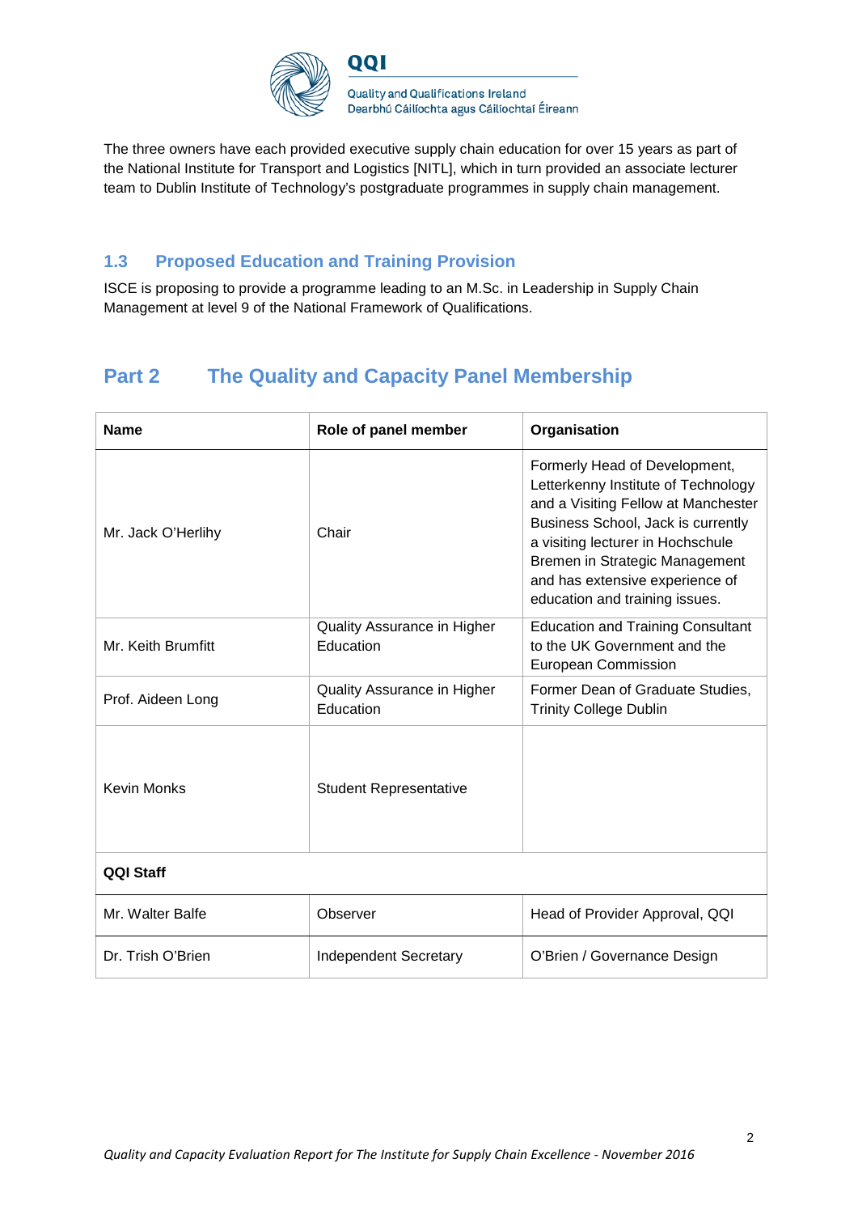The three owners have each provided executive supply chain education for over 15 years as part of the National Institute for Transport and Logistics [NITL], which in turn provided an associate lecturer team to Dublin Institute of Technology's postgraduate programmes in supply chain management.

### 1.3 Proposed Education and Training Provision

ISCE is proposing to provide a programme leading to an M.Sc. in Leadership in Supply Chain Management at level 9 of the National Framework of Qualifications.

## Part 2 The Quality and Capacity Panel Membership

| Name | Role of panel member | Organisation |
|---|---|---|
| Mr. Jack O'Herlihy | Chair | Formerly Head of Development, Letterkenny Institute of Technology and a Visiting Fellow at Manchester Business School, Jack is currently a visiting lecturer in Hochschule Bremen in Strategic Management and has extensive experience of education and training issues. |
| Mr. Keith Brumfitt | Quality Assurance in Higher Education | Education and Training Consultant to the UK Government and the European Commission |
| Prof. Aideen Long | Quality Assurance in Higher Education | Former Dean of Graduate Studies, Trinity College Dublin |
| Kevin Monks | Student Representative | |
| **QQI Staff** | | |
| Mr. Walter Balfe | Observer | Head of Provider Approval, QQI |
| Dr. Trish O'Brien | Independent Secretary | O'Brien / Governance Design |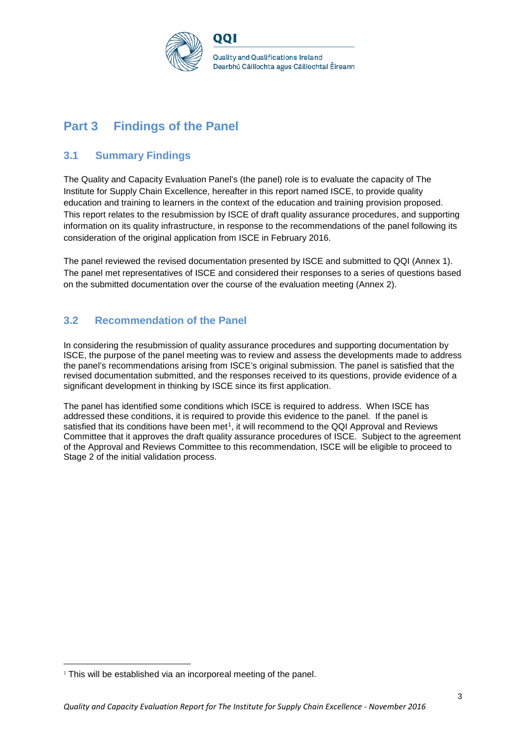# Part 3 Findings of the Panel

## 3.1 Summary Findings

The Quality and Capacity Evaluation Panel's (the panel) role is to evaluate the capacity of The Institute for Supply Chain Excellence, hereafter in this report named ISCE, to provide quality education and training to learners in the context of the education and training provision proposed. This report relates to the resubmission by ISCE of draft quality assurance procedures, and supporting information on its quality infrastructure, in response to the recommendations of the panel following its consideration of the original application from ISCE in February 2016.

The panel reviewed the revised documentation presented by ISCE and submitted to QQI (Annex 1). The panel met representatives of ISCE and considered their responses to a series of questions based on the submitted documentation over the course of the evaluation meeting (Annex 2).

## 3.2 Recommendation of the Panel

In considering the resubmission of quality assurance procedures and supporting documentation by ISCE, the purpose of the panel meeting was to review and assess the developments made to address the panel's recommendations arising from ISCE's original submission. The panel is satisfied that the revised documentation submitted, and the responses received to its questions, provide evidence of a significant development in thinking by ISCE since its first application.

The panel has identified some conditions which ISCE is required to address. When ISCE has addressed these conditions, it is required to provide this evidence to the panel. If the panel is satisfied that its conditions have been met[1], it will recommend to the QQI Approval and Reviews Committee that it approves the draft quality assurance procedures of ISCE. Subject to the agreement of the Approval and Reviews Committee to this recommendation, ISCE will be eligible to proceed to Stage 2 of the initial validation process.

---

[1] This will be established via an incorporeal meeting of the panel.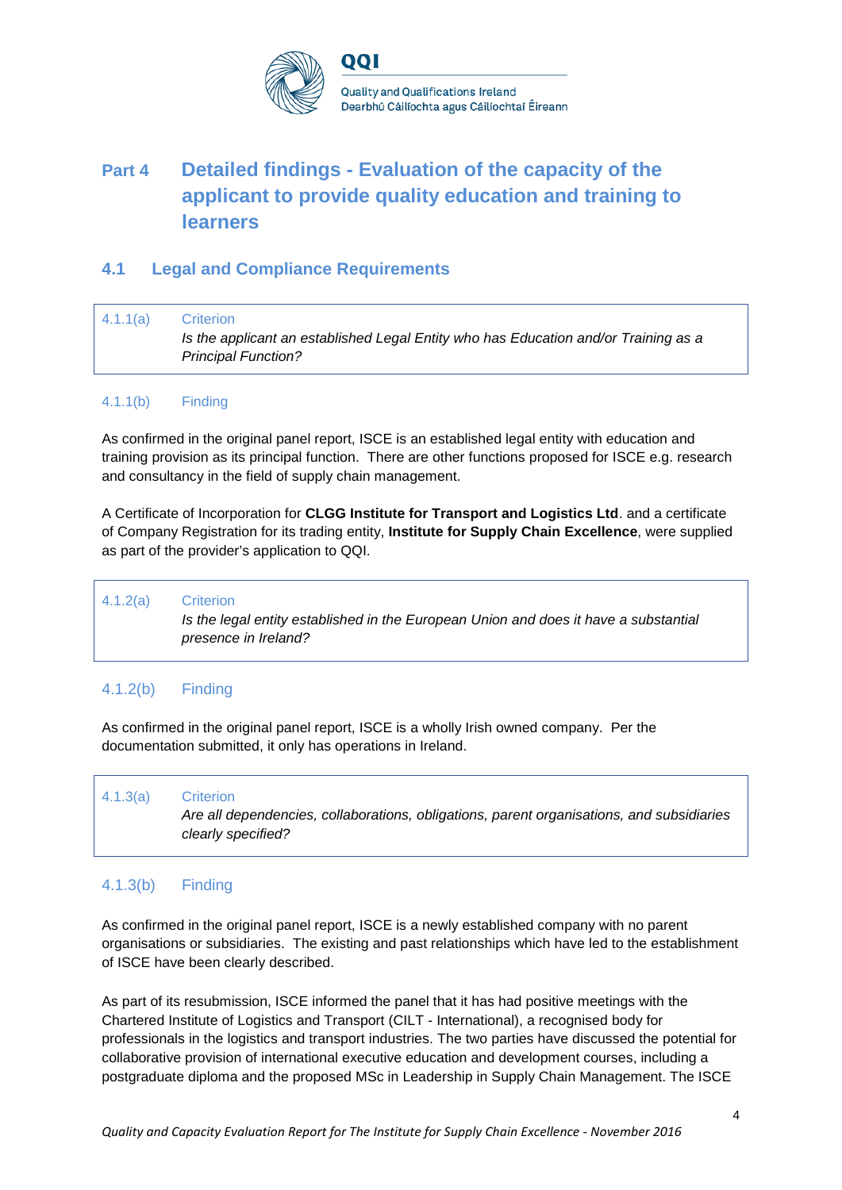# Part 4 Detailed findings - Evaluation of the capacity of the applicant to provide quality education and training to learners

## 4.1 Legal and Compliance Requirements

| 4.1.1(a) | Criterion<br>*Is the applicant an established Legal Entity who has Education and/or Training as a Principal Function?* |
|---|---|

4.1.1(b) Finding

As confirmed in the original panel report, ISCE is an established legal entity with education and training provision as its principal function. There are other functions proposed for ISCE e.g. research and consultancy in the field of supply chain management.

A Certificate of Incorporation for **CLGG Institute for Transport and Logistics Ltd**. and a certificate of Company Registration for its trading entity, **Institute for Supply Chain Excellence**, were supplied as part of the provider's application to QQI.

| 4.1.2(a) | Criterion<br>*Is the legal entity established in the European Union and does it have a substantial presence in Ireland?* |
|---|---|

### 4.1.2(b) Finding

As confirmed in the original panel report, ISCE is a wholly Irish owned company. Per the documentation submitted, it only has operations in Ireland.

| 4.1.3(a) | Criterion<br>*Are all dependencies, collaborations, obligations, parent organisations, and subsidiaries clearly specified?* |
|---|---|

### 4.1.3(b) Finding

As confirmed in the original panel report, ISCE is a newly established company with no parent organisations or subsidiaries. The existing and past relationships which have led to the establishment of ISCE have been clearly described.

As part of its resubmission, ISCE informed the panel that it has had positive meetings with the Chartered Institute of Logistics and Transport (CILT - International), a recognised body for professionals in the logistics and transport industries. The two parties have discussed the potential for collaborative provision of international executive education and development courses, including a postgraduate diploma and the proposed MSc in Leadership in Supply Chain Management. The ISCE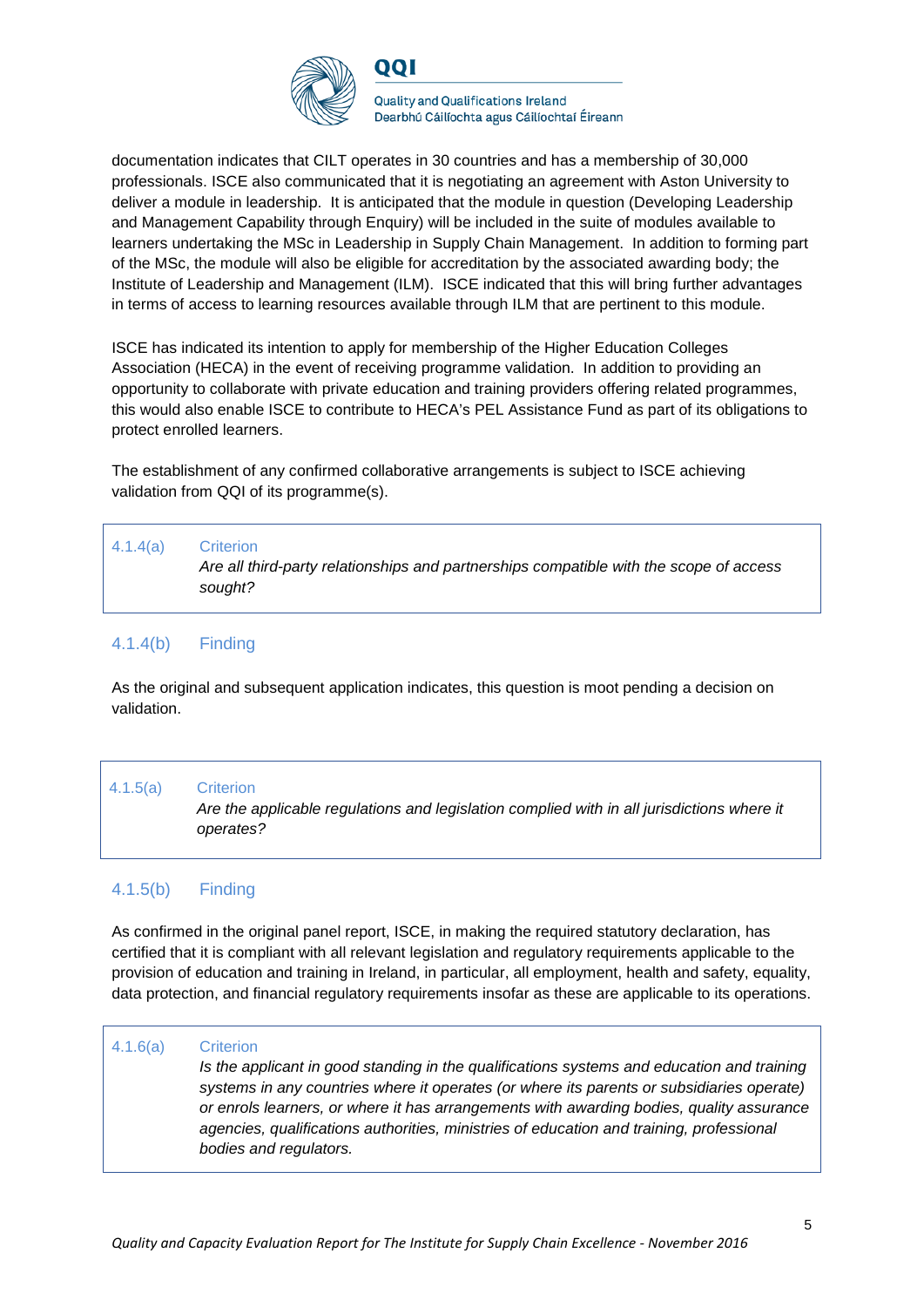documentation indicates that CILT operates in 30 countries and has a membership of 30,000 professionals. ISCE also communicated that it is negotiating an agreement with Aston University to deliver a module in leadership. It is anticipated that the module in question (Developing Leadership and Management Capability through Enquiry) will be included in the suite of modules available to learners undertaking the MSc in Leadership in Supply Chain Management. In addition to forming part of the MSc, the module will also be eligible for accreditation by the associated awarding body; the Institute of Leadership and Management (ILM). ISCE indicated that this will bring further advantages in terms of access to learning resources available through ILM that are pertinent to this module.

ISCE has indicated its intention to apply for membership of the Higher Education Colleges Association (HECA) in the event of receiving programme validation. In addition to providing an opportunity to collaborate with private education and training providers offering related programmes, this would also enable ISCE to contribute to HECA's PEL Assistance Fund as part of its obligations to protect enrolled learners.

The establishment of any confirmed collaborative arrangements is subject to ISCE achieving validation from QQI of its programme(s).

| 4.1.4(a) | Criterion<br>*Are all third-party relationships and partnerships compatible with the scope of access sought?* |
|---|---|

### 4.1.4(b) Finding

As the original and subsequent application indicates, this question is moot pending a decision on validation.

| 4.1.5(a) | Criterion<br>*Are the applicable regulations and legislation complied with in all jurisdictions where it operates?* |
|---|---|

### 4.1.5(b) Finding

As confirmed in the original panel report, ISCE, in making the required statutory declaration, has certified that it is compliant with all relevant legislation and regulatory requirements applicable to the provision of education and training in Ireland, in particular, all employment, health and safety, equality, data protection, and financial regulatory requirements insofar as these are applicable to its operations.

| 4.1.6(a) | Criterion<br>*Is the applicant in good standing in the qualifications systems and education and training systems in any countries where it operates (or where its parents or subsidiaries operate) or enrols learners, or where it has arrangements with awarding bodies, quality assurance agencies, qualifications authorities, ministries of education and training, professional bodies and regulators.* |
|---|---|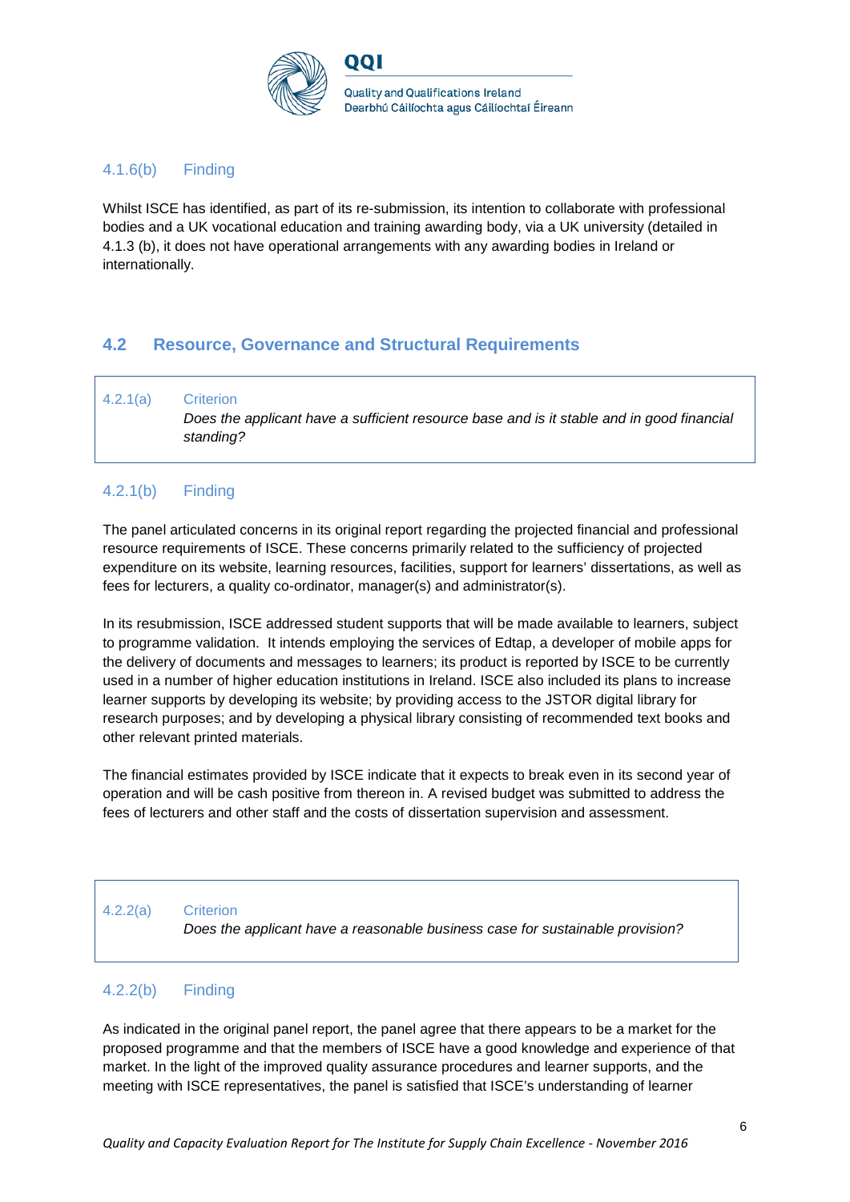### 4.1.6(b) Finding

Whilst ISCE has identified, as part of its re-submission, its intention to collaborate with professional bodies and a UK vocational education and training awarding body, via a UK university (detailed in 4.1.3 (b), it does not have operational arrangements with any awarding bodies in Ireland or internationally.

## 4.2 Resource, Governance and Structural Requirements

### 4.2.1(a) Criterion

*Does the applicant have a sufficient resource base and is it stable and in good financial standing?*

### 4.2.1(b) Finding

The panel articulated concerns in its original report regarding the projected financial and professional resource requirements of ISCE. These concerns primarily related to the sufficiency of projected expenditure on its website, learning resources, facilities, support for learners' dissertations, as well as fees for lecturers, a quality co-ordinator, manager(s) and administrator(s).

In its resubmission, ISCE addressed student supports that will be made available to learners, subject to programme validation. It intends employing the services of Edtap, a developer of mobile apps for the delivery of documents and messages to learners; its product is reported by ISCE to be currently used in a number of higher education institutions in Ireland. ISCE also included its plans to increase learner supports by developing its website; by providing access to the JSTOR digital library for research purposes; and by developing a physical library consisting of recommended text books and other relevant printed materials.

The financial estimates provided by ISCE indicate that it expects to break even in its second year of operation and will be cash positive from thereon in. A revised budget was submitted to address the fees of lecturers and other staff and the costs of dissertation supervision and assessment.

### 4.2.2(a) Criterion

*Does the applicant have a reasonable business case for sustainable provision?*

### 4.2.2(b) Finding

As indicated in the original panel report, the panel agree that there appears to be a market for the proposed programme and that the members of ISCE have a good knowledge and experience of that market. In the light of the improved quality assurance procedures and learner supports, and the meeting with ISCE representatives, the panel is satisfied that ISCE's understanding of learner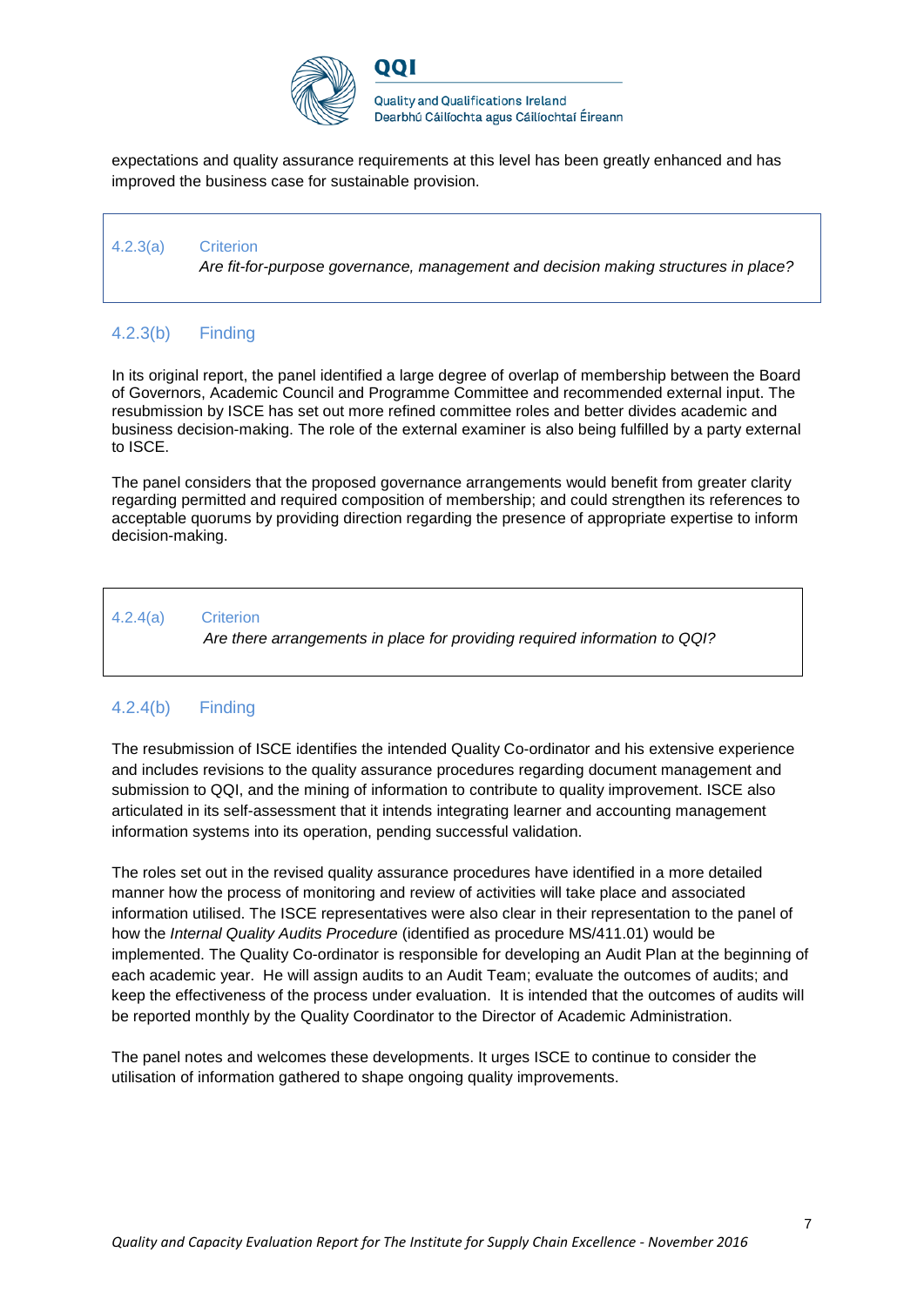expectations and quality assurance requirements at this level has been greatly enhanced and has improved the business case for sustainable provision.

| | |
|---|---|
| 4.2.3(a) | Criterion<br>*Are fit-for-purpose governance, management and decision making structures in place?* |

### 4.2.3(b) Finding

In its original report, the panel identified a large degree of overlap of membership between the Board of Governors, Academic Council and Programme Committee and recommended external input. The resubmission by ISCE has set out more refined committee roles and better divides academic and business decision-making. The role of the external examiner is also being fulfilled by a party external to ISCE.

The panel considers that the proposed governance arrangements would benefit from greater clarity regarding permitted and required composition of membership; and could strengthen its references to acceptable quorums by providing direction regarding the presence of appropriate expertise to inform decision-making.

| | |
|---|---|
| 4.2.4(a) | Criterion<br>*Are there arrangements in place for providing required information to QQI?* |

### 4.2.4(b) Finding

The resubmission of ISCE identifies the intended Quality Co-ordinator and his extensive experience and includes revisions to the quality assurance procedures regarding document management and submission to QQI, and the mining of information to contribute to quality improvement. ISCE also articulated in its self-assessment that it intends integrating learner and accounting management information systems into its operation, pending successful validation.

The roles set out in the revised quality assurance procedures have identified in a more detailed manner how the process of monitoring and review of activities will take place and associated information utilised. The ISCE representatives were also clear in their representation to the panel of how the *Internal Quality Audits Procedure* (identified as procedure MS/411.01) would be implemented. The Quality Co-ordinator is responsible for developing an Audit Plan at the beginning of each academic year. He will assign audits to an Audit Team; evaluate the outcomes of audits; and keep the effectiveness of the process under evaluation. It is intended that the outcomes of audits will be reported monthly by the Quality Coordinator to the Director of Academic Administration.

The panel notes and welcomes these developments. It urges ISCE to continue to consider the utilisation of information gathered to shape ongoing quality improvements.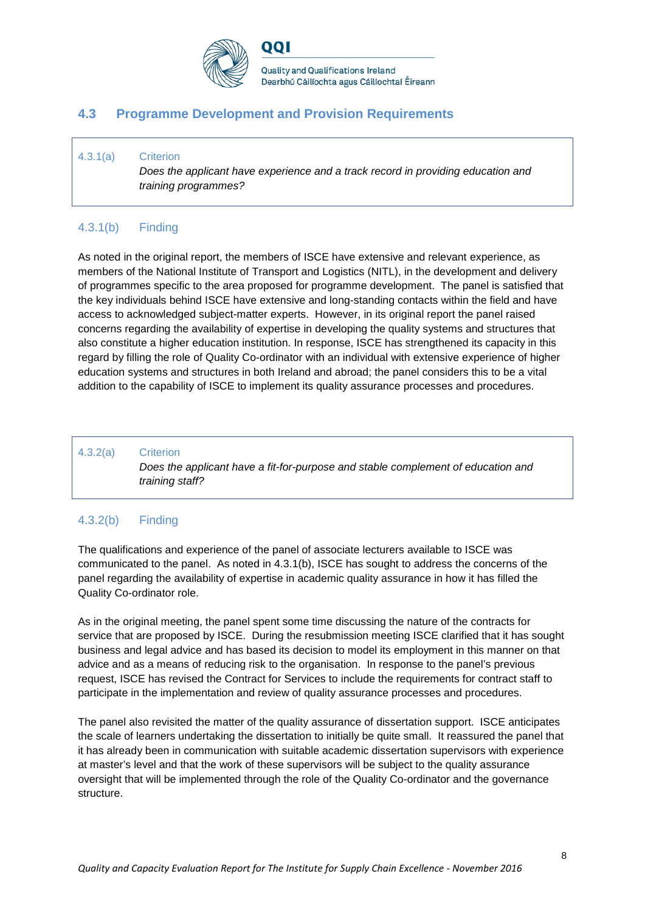## 4.3 Programme Development and Provision Requirements

4.3.1(a) Criterion

*Does the applicant have experience and a track record in providing education and training programmes?*

### 4.3.1(b) Finding

As noted in the original report, the members of ISCE have extensive and relevant experience, as members of the National Institute of Transport and Logistics (NITL), in the development and delivery of programmes specific to the area proposed for programme development. The panel is satisfied that the key individuals behind ISCE have extensive and long-standing contacts within the field and have access to acknowledged subject-matter experts. However, in its original report the panel raised concerns regarding the availability of expertise in developing the quality systems and structures that also constitute a higher education institution. In response, ISCE has strengthened its capacity in this regard by filling the role of Quality Co-ordinator with an individual with extensive experience of higher education systems and structures in both Ireland and abroad; the panel considers this to be a vital addition to the capability of ISCE to implement its quality assurance processes and procedures.

4.3.2(a) Criterion

*Does the applicant have a fit-for-purpose and stable complement of education and training staff?*

### 4.3.2(b) Finding

The qualifications and experience of the panel of associate lecturers available to ISCE was communicated to the panel. As noted in 4.3.1(b), ISCE has sought to address the concerns of the panel regarding the availability of expertise in academic quality assurance in how it has filled the Quality Co-ordinator role.

As in the original meeting, the panel spent some time discussing the nature of the contracts for service that are proposed by ISCE. During the resubmission meeting ISCE clarified that it has sought business and legal advice and has based its decision to model its employment in this manner on that advice and as a means of reducing risk to the organisation. In response to the panel's previous request, ISCE has revised the Contract for Services to include the requirements for contract staff to participate in the implementation and review of quality assurance processes and procedures.

The panel also revisited the matter of the quality assurance of dissertation support. ISCE anticipates the scale of learners undertaking the dissertation to initially be quite small. It reassured the panel that it has already been in communication with suitable academic dissertation supervisors with experience at master's level and that the work of these supervisors will be subject to the quality assurance oversight that will be implemented through the role of the Quality Co-ordinator and the governance structure.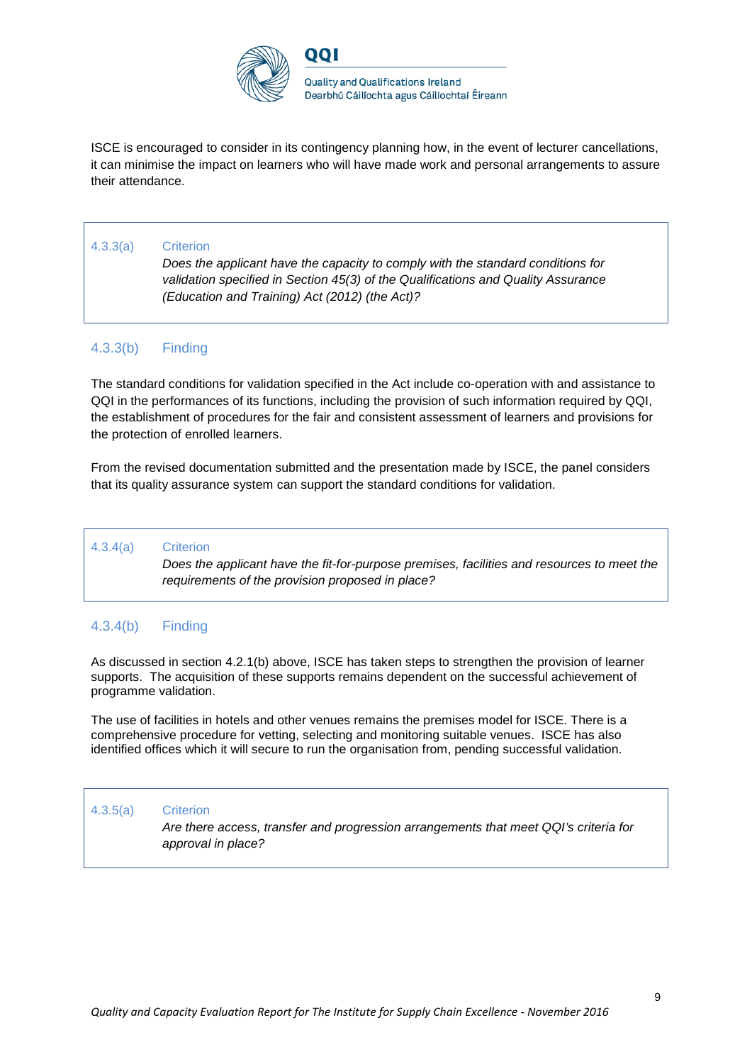ISCE is encouraged to consider in its contingency planning how, in the event of lecturer cancellations, it can minimise the impact on learners who will have made work and personal arrangements to assure their attendance.

| 4.3.3(a) | Criterion |
|---|---|
| | *Does the applicant have the capacity to comply with the standard conditions for validation specified in Section 45(3) of the Qualifications and Quality Assurance (Education and Training) Act (2012) (the Act)?* |

### 4.3.3(b) Finding

The standard conditions for validation specified in the Act include co-operation with and assistance to QQI in the performances of its functions, including the provision of such information required by QQI, the establishment of procedures for the fair and consistent assessment of learners and provisions for the protection of enrolled learners.

From the revised documentation submitted and the presentation made by ISCE, the panel considers that its quality assurance system can support the standard conditions for validation.

| 4.3.4(a) | Criterion |
|---|---|
| | *Does the applicant have the fit-for-purpose premises, facilities and resources to meet the requirements of the provision proposed in place?* |

### 4.3.4(b) Finding

As discussed in section 4.2.1(b) above, ISCE has taken steps to strengthen the provision of learner supports. The acquisition of these supports remains dependent on the successful achievement of programme validation.

The use of facilities in hotels and other venues remains the premises model for ISCE. There is a comprehensive procedure for vetting, selecting and monitoring suitable venues. ISCE has also identified offices which it will secure to run the organisation from, pending successful validation.

| 4.3.5(a) | Criterion |
|---|---|
| | *Are there access, transfer and progression arrangements that meet QQI's criteria for approval in place?* |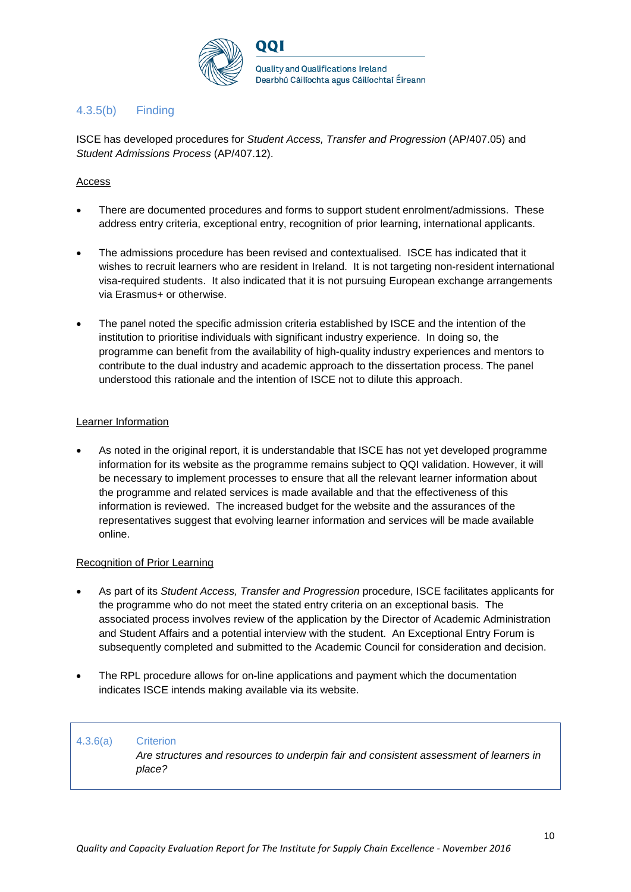### 4.3.5(b) Finding

ISCE has developed procedures for *Student Access, Transfer and Progression* (AP/407.05) and *Student Admissions Process* (AP/407.12).

Access

- There are documented procedures and forms to support student enrolment/admissions. These address entry criteria, exceptional entry, recognition of prior learning, international applicants.
- The admissions procedure has been revised and contextualised. ISCE has indicated that it wishes to recruit learners who are resident in Ireland. It is not targeting non-resident international visa-required students. It also indicated that it is not pursuing European exchange arrangements via Erasmus+ or otherwise.
- The panel noted the specific admission criteria established by ISCE and the intention of the institution to prioritise individuals with significant industry experience. In doing so, the programme can benefit from the availability of high-quality industry experiences and mentors to contribute to the dual industry and academic approach to the dissertation process. The panel understood this rationale and the intention of ISCE not to dilute this approach.

Learner Information

- As noted in the original report, it is understandable that ISCE has not yet developed programme information for its website as the programme remains subject to QQI validation. However, it will be necessary to implement processes to ensure that all the relevant learner information about the programme and related services is made available and that the effectiveness of this information is reviewed. The increased budget for the website and the assurances of the representatives suggest that evolving learner information and services will be made available online.

Recognition of Prior Learning

- As part of its *Student Access, Transfer and Progression* procedure, ISCE facilitates applicants for the programme who do not meet the stated entry criteria on an exceptional basis. The associated process involves review of the application by the Director of Academic Administration and Student Affairs and a potential interview with the student. An Exceptional Entry Forum is subsequently completed and submitted to the Academic Council for consideration and decision.
- The RPL procedure allows for on-line applications and payment which the documentation indicates ISCE intends making available via its website.

### 4.3.6(a) Criterion

*Are structures and resources to underpin fair and consistent assessment of learners in place?*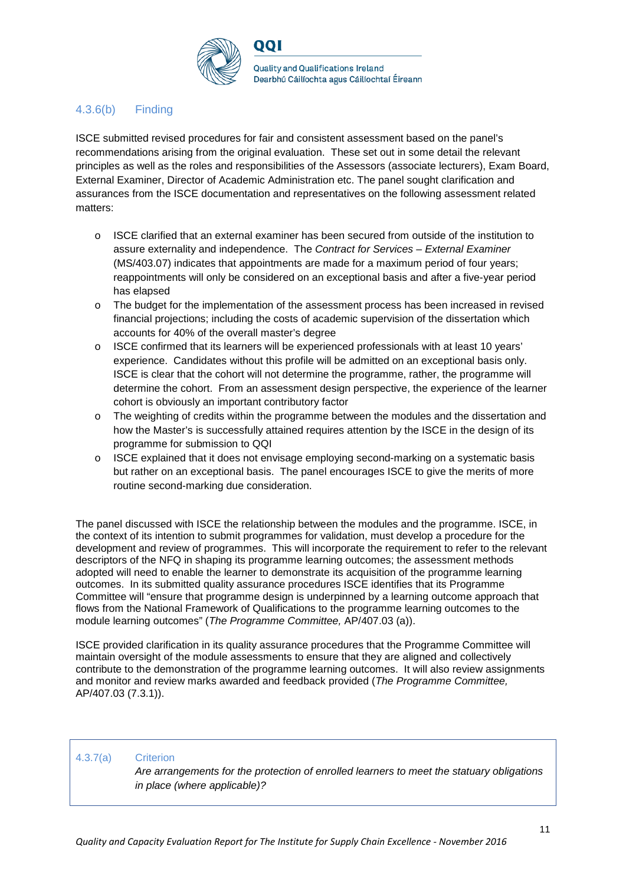### 4.3.6(b) Finding

ISCE submitted revised procedures for fair and consistent assessment based on the panel's recommendations arising from the original evaluation. These set out in some detail the relevant principles as well as the roles and responsibilities of the Assessors (associate lecturers), Exam Board, External Examiner, Director of Academic Administration etc. The panel sought clarification and assurances from the ISCE documentation and representatives on the following assessment related matters:

- ISCE clarified that an external examiner has been secured from outside of the institution to assure externality and independence. The *Contract for Services – External Examiner* (MS/403.07) indicates that appointments are made for a maximum period of four years; reappointments will only be considered on an exceptional basis and after a five-year period has elapsed
- The budget for the implementation of the assessment process has been increased in revised financial projections; including the costs of academic supervision of the dissertation which accounts for 40% of the overall master's degree
- ISCE confirmed that its learners will be experienced professionals with at least 10 years' experience. Candidates without this profile will be admitted on an exceptional basis only. ISCE is clear that the cohort will not determine the programme, rather, the programme will determine the cohort. From an assessment design perspective, the experience of the learner cohort is obviously an important contributory factor
- The weighting of credits within the programme between the modules and the dissertation and how the Master's is successfully attained requires attention by the ISCE in the design of its programme for submission to QQI
- ISCE explained that it does not envisage employing second-marking on a systematic basis but rather on an exceptional basis. The panel encourages ISCE to give the merits of more routine second-marking due consideration.

The panel discussed with ISCE the relationship between the modules and the programme. ISCE, in the context of its intention to submit programmes for validation, must develop a procedure for the development and review of programmes. This will incorporate the requirement to refer to the relevant descriptors of the NFQ in shaping its programme learning outcomes; the assessment methods adopted will need to enable the learner to demonstrate its acquisition of the programme learning outcomes. In its submitted quality assurance procedures ISCE identifies that its Programme Committee will "ensure that programme design is underpinned by a learning outcome approach that flows from the National Framework of Qualifications to the programme learning outcomes to the module learning outcomes" (*The Programme Committee,* AP/407.03 (a)).

ISCE provided clarification in its quality assurance procedures that the Programme Committee will maintain oversight of the module assessments to ensure that they are aligned and collectively contribute to the demonstration of the programme learning outcomes. It will also review assignments and monitor and review marks awarded and feedback provided (*The Programme Committee,* AP/407.03 (7.3.1)).

### 4.3.7(a) Criterion

*Are arrangements for the protection of enrolled learners to meet the statuary obligations in place (where applicable)?*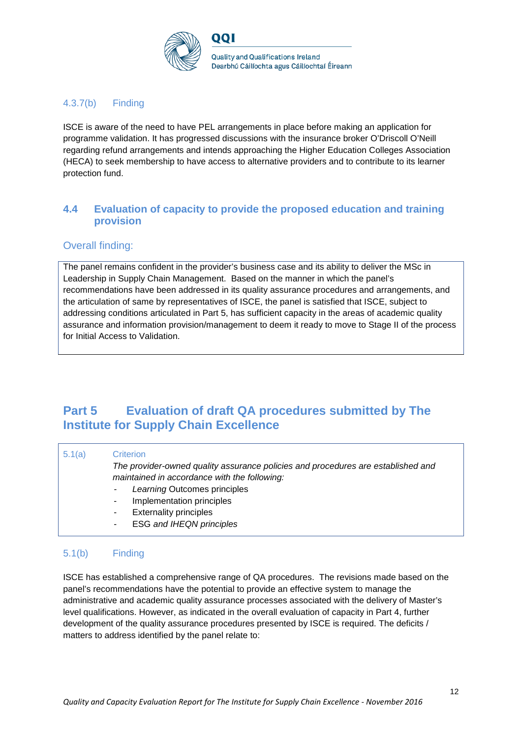#### 4.3.7(b) Finding

ISCE is aware of the need to have PEL arrangements in place before making an application for programme validation. It has progressed discussions with the insurance broker O'Driscoll O'Neill regarding refund arrangements and intends approaching the Higher Education Colleges Association (HECA) to seek membership to have access to alternative providers and to contribute to its learner protection fund.

### 4.4 Evaluation of capacity to provide the proposed education and training provision

#### Overall finding:

The panel remains confident in the provider's business case and its ability to deliver the MSc in Leadership in Supply Chain Management. Based on the manner in which the panel's recommendations have been addressed in its quality assurance procedures and arrangements, and the articulation of same by representatives of ISCE, the panel is satisfied that ISCE, subject to addressing conditions articulated in Part 5, has sufficient capacity in the areas of academic quality assurance and information provision/management to deem it ready to move to Stage II of the process for Initial Access to Validation.

## Part 5 Evaluation of draft QA procedures submitted by The Institute for Supply Chain Excellence

#### 5.1(a) Criterion

*The provider-owned quality assurance policies and procedures are established and maintained in accordance with the following:*

- *Learning* Outcomes principles
- Implementation principles
- Externality principles
- ESG *and IHEQN principles*

#### 5.1(b) Finding

ISCE has established a comprehensive range of QA procedures. The revisions made based on the panel's recommendations have the potential to provide an effective system to manage the administrative and academic quality assurance processes associated with the delivery of Master's level qualifications. However, as indicated in the overall evaluation of capacity in Part 4, further development of the quality assurance procedures presented by ISCE is required. The deficits / matters to address identified by the panel relate to: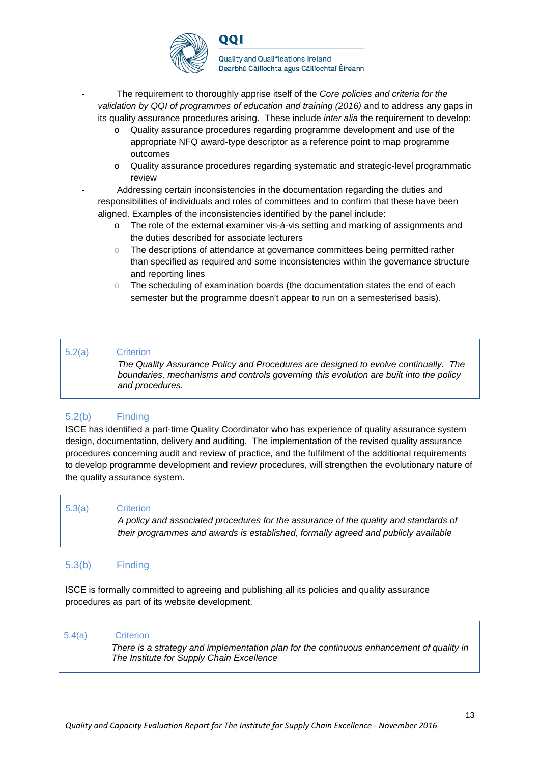- The requirement to thoroughly apprise itself of the *Core policies and criteria for the validation by QQI of programmes of education and training (2016)* and to address any gaps in its quality assurance procedures arising. These include *inter alia* the requirement to develop:
  - Quality assurance procedures regarding programme development and use of the appropriate NFQ award-type descriptor as a reference point to map programme outcomes
  - Quality assurance procedures regarding systematic and strategic-level programmatic review
- Addressing certain inconsistencies in the documentation regarding the duties and responsibilities of individuals and roles of committees and to confirm that these have been aligned. Examples of the inconsistencies identified by the panel include:
  - The role of the external examiner vis-à-vis setting and marking of assignments and the duties described for associate lecturers
  - The descriptions of attendance at governance committees being permitted rather than specified as required and some inconsistencies within the governance structure and reporting lines
  - The scheduling of examination boards (the documentation states the end of each semester but the programme doesn't appear to run on a semesterised basis).

**5.2(a) Criterion**

*The Quality Assurance Policy and Procedures are designed to evolve continually. The boundaries, mechanisms and controls governing this evolution are built into the policy and procedures.*

### 5.2(b) Finding

ISCE has identified a part-time Quality Coordinator who has experience of quality assurance system design, documentation, delivery and auditing. The implementation of the revised quality assurance procedures concerning audit and review of practice, and the fulfilment of the additional requirements to develop programme development and review procedures, will strengthen the evolutionary nature of the quality assurance system.

**5.3(a) Criterion**

*A policy and associated procedures for the assurance of the quality and standards of their programmes and awards is established, formally agreed and publicly available*

### 5.3(b) Finding

ISCE is formally committed to agreeing and publishing all its policies and quality assurance procedures as part of its website development.

**5.4(a) Criterion**

*There is a strategy and implementation plan for the continuous enhancement of quality in The Institute for Supply Chain Excellence*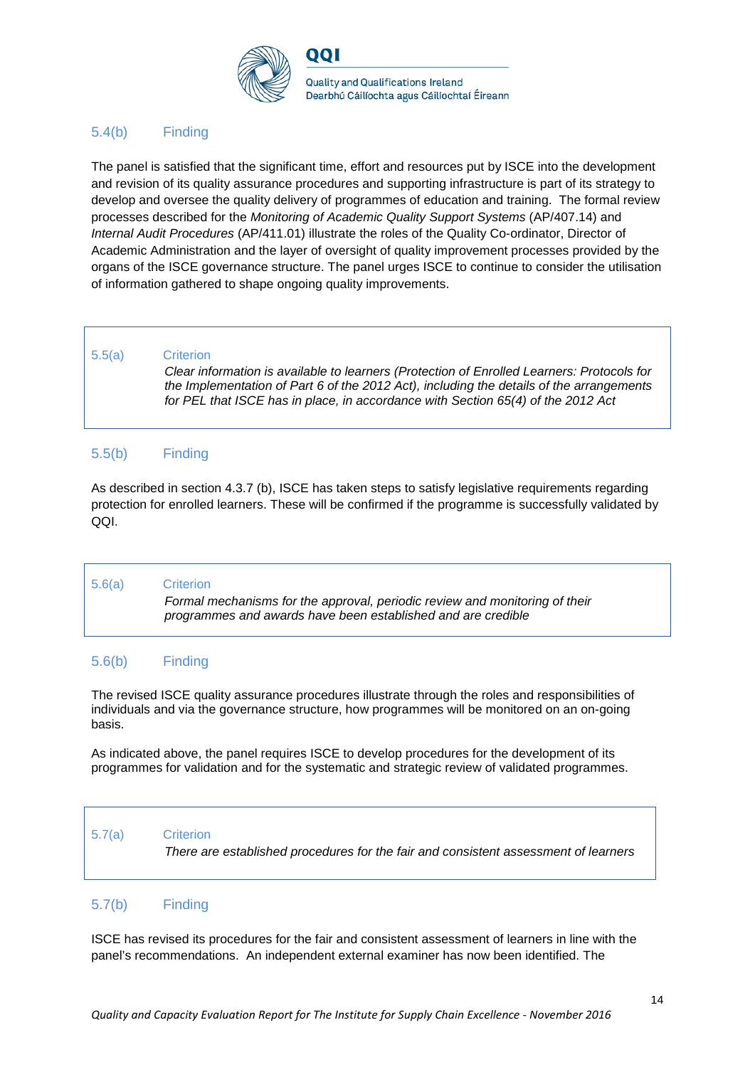### 5.4(b) Finding

The panel is satisfied that the significant time, effort and resources put by ISCE into the development and revision of its quality assurance procedures and supporting infrastructure is part of its strategy to develop and oversee the quality delivery of programmes of education and training. The formal review processes described for the *Monitoring of Academic Quality Support Systems* (AP/407.14) and *Internal Audit Procedures* (AP/411.01) illustrate the roles of the Quality Co-ordinator, Director of Academic Administration and the layer of oversight of quality improvement processes provided by the organs of the ISCE governance structure. The panel urges ISCE to continue to consider the utilisation of information gathered to shape ongoing quality improvements.

> **5.5(a) Criterion**
>
> *Clear information is available to learners (Protection of Enrolled Learners: Protocols for the Implementation of Part 6 of the 2012 Act), including the details of the arrangements for PEL that ISCE has in place, in accordance with Section 65(4) of the 2012 Act*

### 5.5(b) Finding

As described in section 4.3.7 (b), ISCE has taken steps to satisfy legislative requirements regarding protection for enrolled learners. These will be confirmed if the programme is successfully validated by QQI.

> **5.6(a) Criterion**
>
> *Formal mechanisms for the approval, periodic review and monitoring of their programmes and awards have been established and are credible*

### 5.6(b) Finding

The revised ISCE quality assurance procedures illustrate through the roles and responsibilities of individuals and via the governance structure, how programmes will be monitored on an on-going basis.

As indicated above, the panel requires ISCE to develop procedures for the development of its programmes for validation and for the systematic and strategic review of validated programmes.

> **5.7(a) Criterion**
>
> *There are established procedures for the fair and consistent assessment of learners*

### 5.7(b) Finding

ISCE has revised its procedures for the fair and consistent assessment of learners in line with the panel's recommendations. An independent external examiner has now been identified. The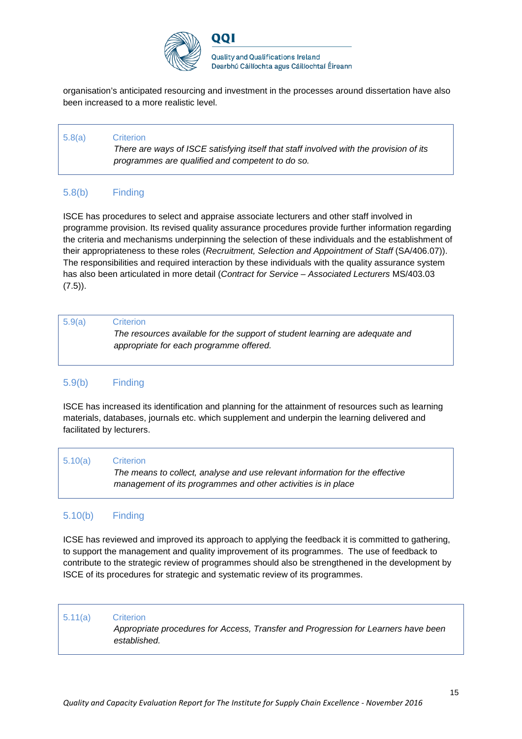organisation's anticipated resourcing and investment in the processes around dissertation have also been increased to a more realistic level.

| 5.8(a) | Criterion<br>*There are ways of ISCE satisfying itself that staff involved with the provision of its programmes are qualified and competent to do so.* |
|---|---|

### 5.8(b) Finding

ISCE has procedures to select and appraise associate lecturers and other staff involved in programme provision. Its revised quality assurance procedures provide further information regarding the criteria and mechanisms underpinning the selection of these individuals and the establishment of their appropriateness to these roles (*Recruitment, Selection and Appointment of Staff* (SA/406.07)). The responsibilities and required interaction by these individuals with the quality assurance system has also been articulated in more detail (*Contract for Service – Associated Lecturers* MS/403.03 (7.5)).

| 5.9(a) | Criterion<br>*The resources available for the support of student learning are adequate and appropriate for each programme offered.* |
|---|---|

### 5.9(b) Finding

ISCE has increased its identification and planning for the attainment of resources such as learning materials, databases, journals etc. which supplement and underpin the learning delivered and facilitated by lecturers.

| 5.10(a) | Criterion<br>*The means to collect, analyse and use relevant information for the effective management of its programmes and other activities is in place* |
|---|---|

### 5.10(b) Finding

ICSE has reviewed and improved its approach to applying the feedback it is committed to gathering, to support the management and quality improvement of its programmes. The use of feedback to contribute to the strategic review of programmes should also be strengthened in the development by ISCE of its procedures for strategic and systematic review of its programmes.

| 5.11(a) | Criterion<br>*Appropriate procedures for Access, Transfer and Progression for Learners have been established.* |
|---|---|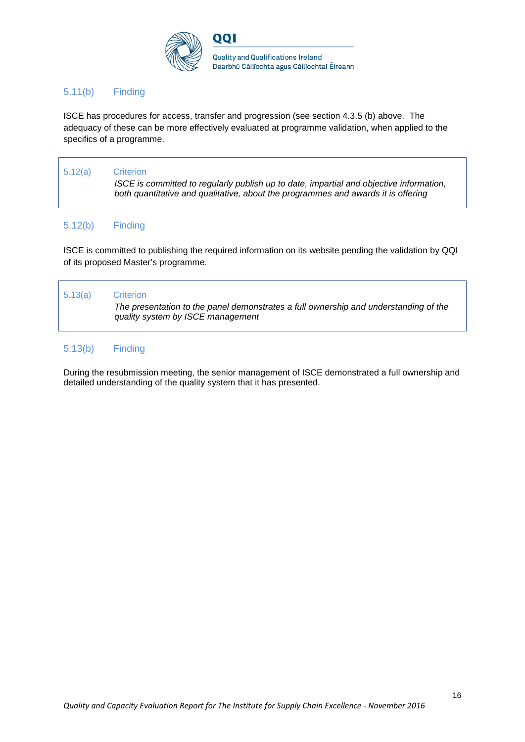### 5.11(b) Finding

ISCE has procedures for access, transfer and progression (see section 4.3.5 (b) above. The adequacy of these can be more effectively evaluated at programme validation, when applied to the specifics of a programme.

### 5.12(a) Criterion

*ISCE is committed to regularly publish up to date, impartial and objective information, both quantitative and qualitative, about the programmes and awards it is offering*

### 5.12(b) Finding

ISCE is committed to publishing the required information on its website pending the validation by QQI of its proposed Master's programme.

### 5.13(a) Criterion

*The presentation to the panel demonstrates a full ownership and understanding of the quality system by ISCE management*

### 5.13(b) Finding

During the resubmission meeting, the senior management of ISCE demonstrated a full ownership and detailed understanding of the quality system that it has presented.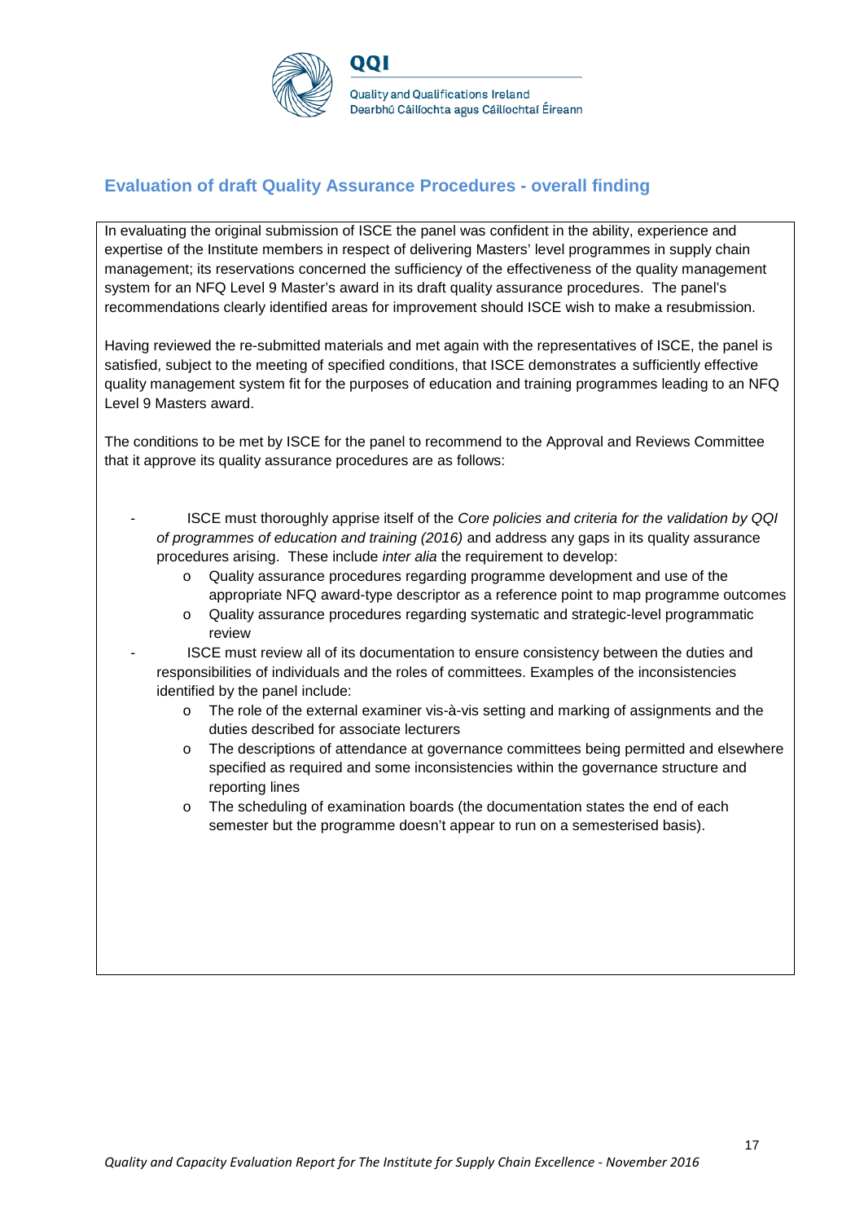## Evaluation of draft Quality Assurance Procedures - overall finding

In evaluating the original submission of ISCE the panel was confident in the ability, experience and expertise of the Institute members in respect of delivering Masters' level programmes in supply chain management; its reservations concerned the sufficiency of the effectiveness of the quality management system for an NFQ Level 9 Master's award in its draft quality assurance procedures. The panel's recommendations clearly identified areas for improvement should ISCE wish to make a resubmission.

Having reviewed the re-submitted materials and met again with the representatives of ISCE, the panel is satisfied, subject to the meeting of specified conditions, that ISCE demonstrates a sufficiently effective quality management system fit for the purposes of education and training programmes leading to an NFQ Level 9 Masters award.

The conditions to be met by ISCE for the panel to recommend to the Approval and Reviews Committee that it approve its quality assurance procedures are as follows:

- ISCE must thoroughly apprise itself of the *Core policies and criteria for the validation by QQI of programmes of education and training (2016)* and address any gaps in its quality assurance procedures arising. These include *inter alia* the requirement to develop:
  - Quality assurance procedures regarding programme development and use of the appropriate NFQ award-type descriptor as a reference point to map programme outcomes
  - Quality assurance procedures regarding systematic and strategic-level programmatic review
- ISCE must review all of its documentation to ensure consistency between the duties and responsibilities of individuals and the roles of committees. Examples of the inconsistencies identified by the panel include:
  - The role of the external examiner vis-à-vis setting and marking of assignments and the duties described for associate lecturers
  - The descriptions of attendance at governance committees being permitted and elsewhere specified as required and some inconsistencies within the governance structure and reporting lines
  - The scheduling of examination boards (the documentation states the end of each semester but the programme doesn't appear to run on a semesterised basis).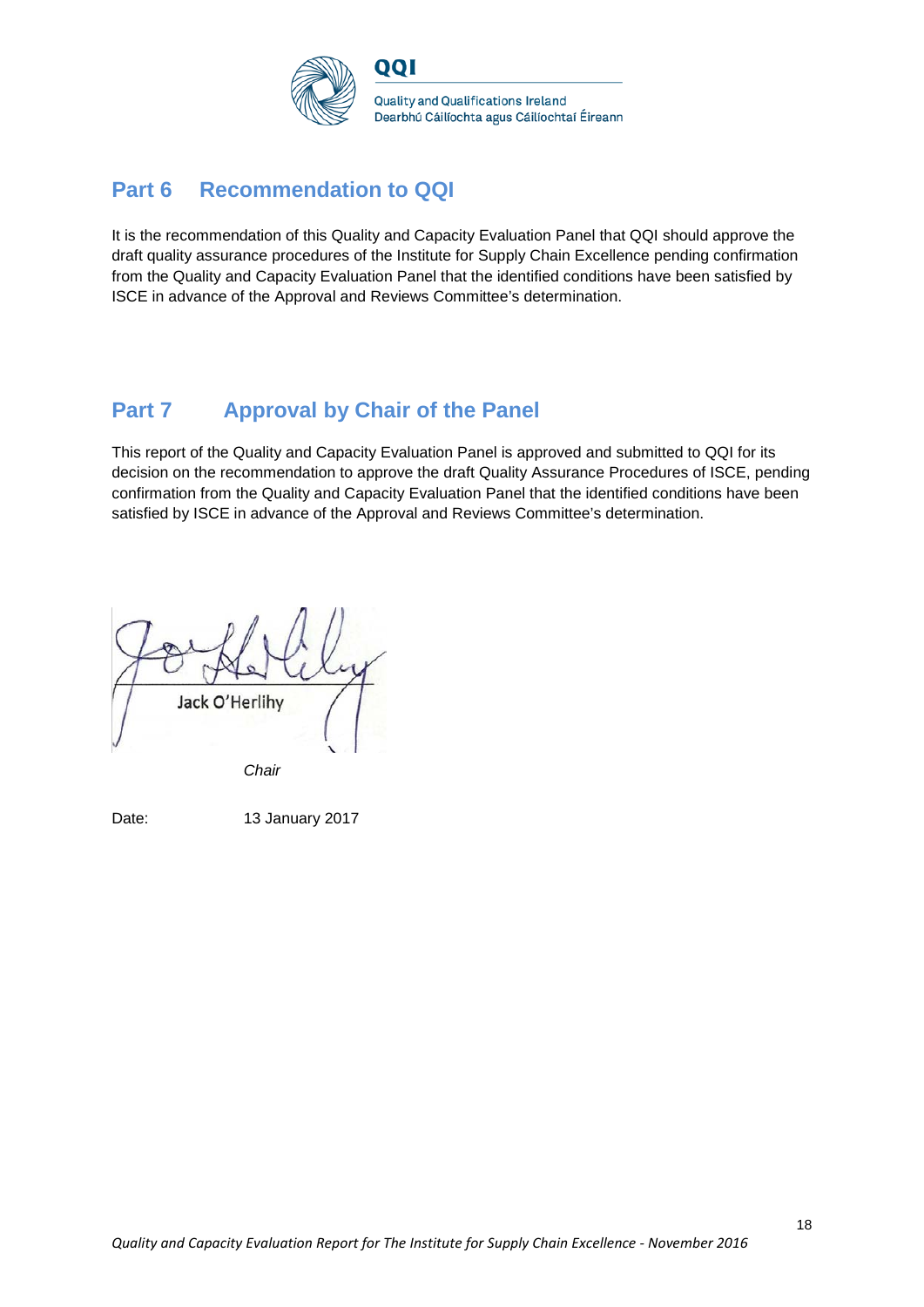## Part 6 Recommendation to QQI

It is the recommendation of this Quality and Capacity Evaluation Panel that QQI should approve the draft quality assurance procedures of the Institute for Supply Chain Excellence pending confirmation from the Quality and Capacity Evaluation Panel that the identified conditions have been satisfied by ISCE in advance of the Approval and Reviews Committee's determination.

## Part 7 Approval by Chair of the Panel

This report of the Quality and Capacity Evaluation Panel is approved and submitted to QQI for its decision on the recommendation to approve the draft Quality Assurance Procedures of ISCE, pending confirmation from the Quality and Capacity Evaluation Panel that the identified conditions have been satisfied by ISCE in advance of the Approval and Reviews Committee's determination.

Jack O'Herlihy

*Chair*

Date: 13 January 2017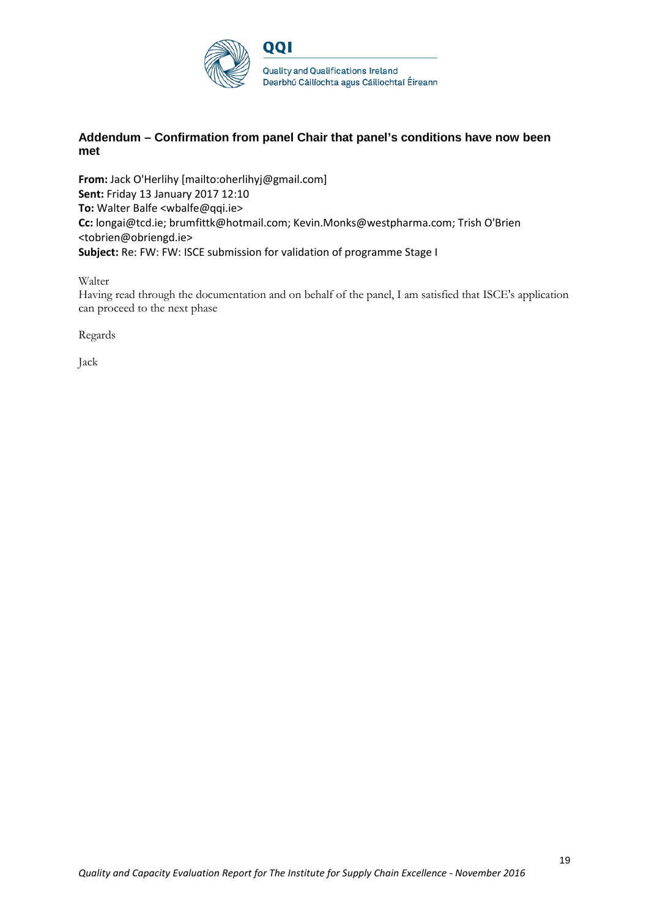## Addendum – Confirmation from panel Chair that panel's conditions have now been met

**From:** Jack O'Herlihy [mailto:oherlihyj@gmail.com]
**Sent:** Friday 13 January 2017 12:10
**To:** Walter Balfe <wbalfe@qqi.ie>
**Cc:** longai@tcd.ie; brumfittk@hotmail.com; Kevin.Monks@westpharma.com; Trish O'Brien <tobrien@obriengd.ie>
**Subject:** Re: FW: FW: ISCE submission for validation of programme Stage I

Walter
Having read through the documentation and on behalf of the panel, I am satisfied that ISCE's application can proceed to the next phase

Regards

Jack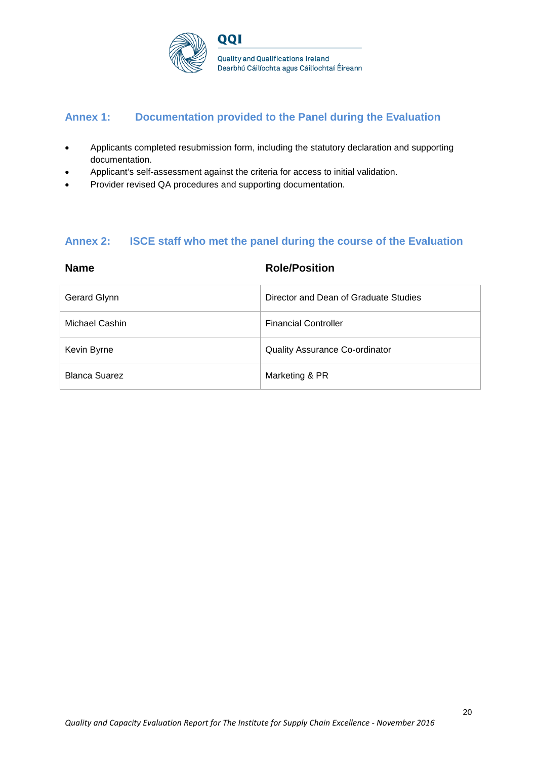## Annex 1: Documentation provided to the Panel during the Evaluation

- Applicants completed resubmission form, including the statutory declaration and supporting documentation.
- Applicant's self-assessment against the criteria for access to initial validation.
- Provider revised QA procedures and supporting documentation.

## Annex 2: ISCE staff who met the panel during the course of the Evaluation

| Name | Role/Position |
|---|---|
| Gerard Glynn | Director and Dean of Graduate Studies |
| Michael Cashin | Financial Controller |
| Kevin Byrne | Quality Assurance Co-ordinator |
| Blanca Suarez | Marketing & PR |